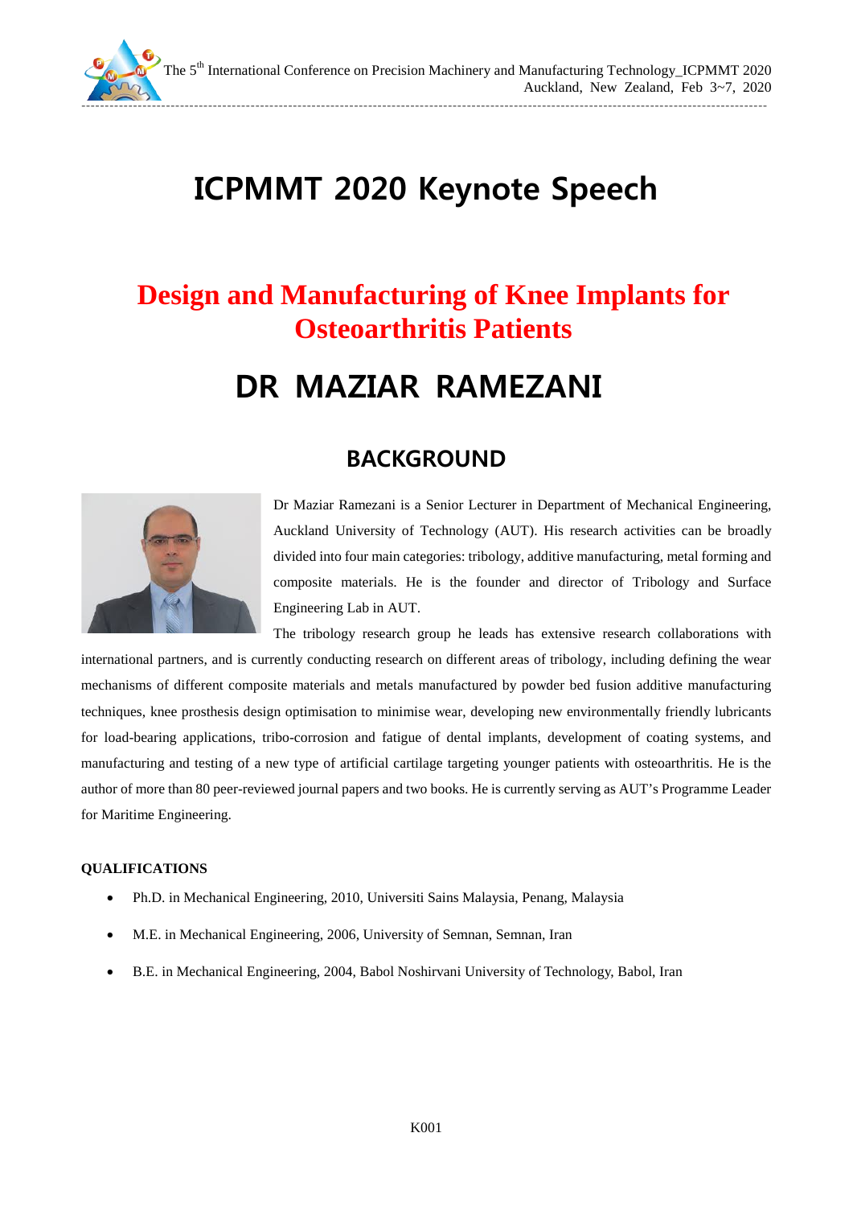# ICPMMT 2020 Keynote Speech

## Design and Manufacturing of Knee Implants for Osteoarthritis Patients

# DR MAZIAR RAMEZANI

## BACKGROUND

Dr Maziar Ramezani is a Senior Lecturer in Department of Mechanical Engineering, Auckland University of Technology (AUT). His research activities can be broadly divided into four main categories: tribology, additive manufacturing, metal forming and composite materials. He is the founder and director of Tribology and Surface Engineering Lab in AUT.

The tribology research group he leads has extensive research collaborations with international partners, and is currently conducting research on different areas of tribology, including defining the wear mechanisms of different composite materials and metals manufactured by powder bed fusion additive manufacturing techniques, knee prosthesis design optimisation to minimise wear, developing new environmentally friendly lubricants for load-bearing applications, tribo-corrosion and fatigue of dental implants, development of coating systems, and manufacturing and testing of a new type of artificial cartilage targeting younger patients with osteoarthritis. He is the author of more than 80 peer-reviewed journal papers and two books. He is currently serving as AUT's Programme Leader for Maritime Engineering.

**QUALIFICATIONS**

- Ph.D. in Mechanical Engineering, 2010, Universiti Sains Malaysia, Penang, Malaysia
- M.E. in Mechanical Engineering, 2006, University of Semnan, Semnan, Iran
- B.E. in Mechanical Engineering, 2004, Babol Noshirvani University of Technology, Babol, Iran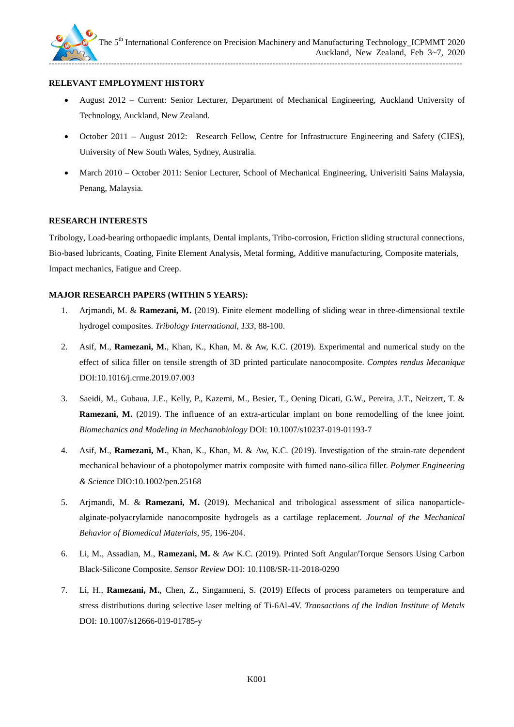**RELEVANT EMPLOYMENT HISTORY**

- August 2012 – Current: Senior Lecturer, Department of Mechanical Engineering, Auckland University of Technology, Auckland, New Zealand.
- October 2011 – August 2012: Research Fellow, Centre for Infrastructure Engineering and Safety (CIES), University of New South Wales, Sydney, Australia.
- March 2010 – October 2011: Senior Lecturer, School of Mechanical Engineering, Univerisiti Sains Malaysia, Penang, Malaysia.

**RESEARCH INTERESTS**

Tribology, Load-bearing orthopaedic implants, Dental implants, Tribo-corrosion, Friction sliding structural connections, Bio-based lubricants, Coating, Finite Element Analysis, Metal forming, Additive manufacturing, Composite materials, Impact mechanics, Fatigue and Creep.

**MAJOR RESEARCH PAPERS (WITHIN 5 YEARS):**

1. Arjmandi, M. & **Ramezani, M.** (2019). Finite element modelling of sliding wear in three-dimensional textile hydrogel composites. *Tribology International, 133*, 88-100.
2. Asif, M., **Ramezani, M.**, Khan, K., Khan, M. & Aw, K.C. (2019). Experimental and numerical study on the effect of silica filler on tensile strength of 3D printed particulate nanocomposite. *Comptes rendus Mecanique* DOI:10.1016/j.crme.2019.07.003
3. Saeidi, M., Gubaua, J.E., Kelly, P., Kazemi, M., Besier, T., Oening Dicati, G.W., Pereira, J.T., Neitzert, T. & **Ramezani, M.** (2019). The influence of an extra-articular implant on bone remodelling of the knee joint. *Biomechanics and Modeling in Mechanobiology* DOI: 10.1007/s10237-019-01193-7
4. Asif, M., **Ramezani, M.**, Khan, K., Khan, M. & Aw, K.C. (2019). Investigation of the strain-rate dependent mechanical behaviour of a photopolymer matrix composite with fumed nano-silica filler. *Polymer Engineering & Science* DIO:10.1002/pen.25168
5. Arjmandi, M. & **Ramezani, M.** (2019). Mechanical and tribological assessment of silica nanoparticle-alginate-polyacrylamide nanocomposite hydrogels as a cartilage replacement. *Journal of the Mechanical Behavior of Biomedical Materials, 95*, 196-204.
6. Li, M., Assadian, M., **Ramezani, M.** & Aw K.C. (2019). Printed Soft Angular/Torque Sensors Using Carbon Black-Silicone Composite. *Sensor Review* DOI: 10.1108/SR-11-2018-0290
7. Li, H., **Ramezani, M.**, Chen, Z., Singamneni, S. (2019) Effects of process parameters on temperature and stress distributions during selective laser melting of Ti-6Al-4V. *Transactions of the Indian Institute of Metals* DOI: 10.1007/s12666-019-01785-y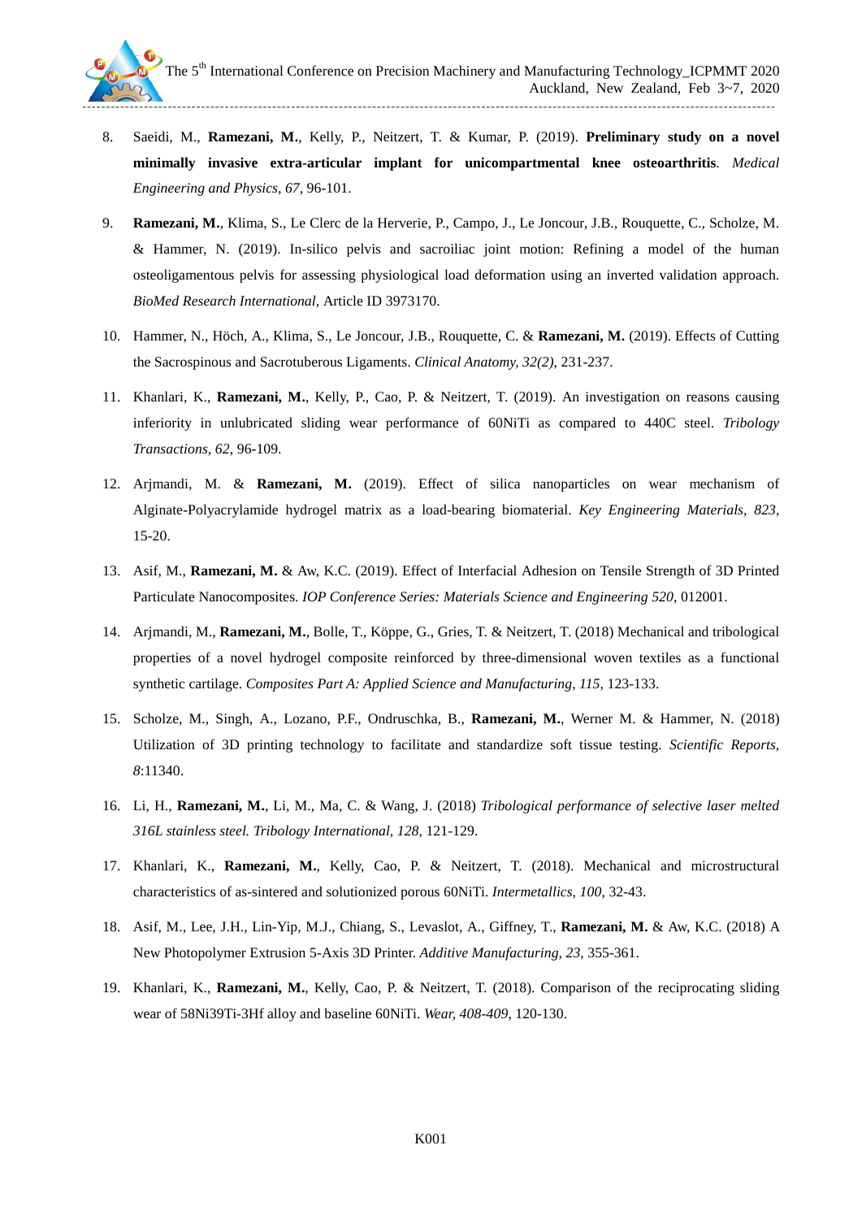8. Saeidi, M., **Ramezani, M.**, Kelly, P., Neitzert, T. & Kumar, P. (2019). **Preliminary study on a novel minimally invasive extra-articular implant for unicompartmental knee osteoarthritis**. *Medical Engineering and Physics, 67*, 96-101.

9. **Ramezani, M.**, Klima, S., Le Clerc de la Herverie, P., Campo, J., Le Joncour, J.B., Rouquette, C., Scholze, M. & Hammer, N. (2019). In-silico pelvis and sacroiliac joint motion: Refining a model of the human osteoligamentous pelvis for assessing physiological load deformation using an inverted validation approach. *BioMed Research International,* Article ID 3973170.

10. Hammer, N., Höch, A., Klima, S., Le Joncour, J.B., Rouquette, C. & **Ramezani, M.** (2019). Effects of Cutting the Sacrospinous and Sacrotuberous Ligaments. *Clinical Anatomy, 32(2)*, 231-237.

11. Khanlari, K., **Ramezani, M.**, Kelly, P., Cao, P. & Neitzert, T. (2019). An investigation on reasons causing inferiority in unlubricated sliding wear performance of 60NiTi as compared to 440C steel. *Tribology Transactions, 62*, 96-109.

12. Arjmandi, M. & **Ramezani, M.** (2019). Effect of silica nanoparticles on wear mechanism of Alginate-Polyacrylamide hydrogel matrix as a load-bearing biomaterial. *Key Engineering Materials, 823*, 15-20.

13. Asif, M., **Ramezani, M.** & Aw, K.C. (2019). Effect of Interfacial Adhesion on Tensile Strength of 3D Printed Particulate Nanocomposites. *IOP Conference Series: Materials Science and Engineering 520*, 012001.

14. Arjmandi, M., **Ramezani, M.**, Bolle, T., Köppe, G., Gries, T. & Neitzert, T. (2018) Mechanical and tribological properties of a novel hydrogel composite reinforced by three-dimensional woven textiles as a functional synthetic cartilage. *Composites Part A: Applied Science and Manufacturing, 115*, 123-133.

15. Scholze, M., Singh, A., Lozano, P.F., Ondruschka, B., **Ramezani, M.**, Werner M. & Hammer, N. (2018) Utilization of 3D printing technology to facilitate and standardize soft tissue testing. *Scientific Reports, 8*:11340.

16. Li, H., **Ramezani, M.**, Li, M., Ma, C. & Wang, J. (2018) *Tribological performance of selective laser melted 316L stainless steel. Tribology International, 128*, 121-129.

17. Khanlari, K., **Ramezani, M.**, Kelly, Cao, P. & Neitzert, T. (2018). Mechanical and microstructural characteristics of as-sintered and solutionized porous 60NiTi. *Intermetallics, 100*, 32-43.

18. Asif, M., Lee, J.H., Lin-Yip, M.J., Chiang, S., Levaslot, A., Giffney, T., **Ramezani, M.** & Aw, K.C. (2018) A New Photopolymer Extrusion 5-Axis 3D Printer. *Additive Manufacturing, 23*, 355-361.

19. Khanlari, K., **Ramezani, M.**, Kelly, Cao, P. & Neitzert, T. (2018). Comparison of the reciprocating sliding wear of 58Ni39Ti-3Hf alloy and baseline 60NiTi. *Wear, 408-409*, 120-130.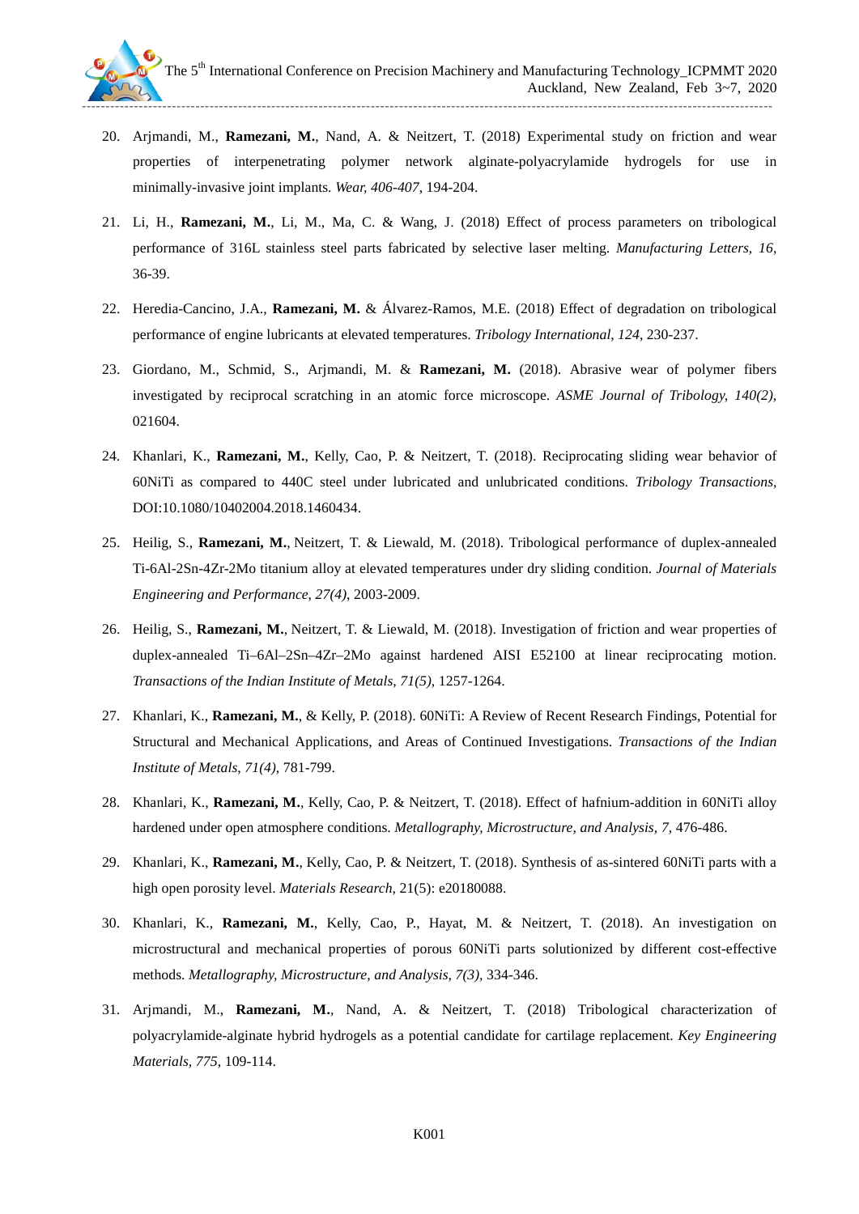20. Arjmandi, M., **Ramezani, M.**, Nand, A. & Neitzert, T. (2018) Experimental study on friction and wear properties of interpenetrating polymer network alginate-polyacrylamide hydrogels for use in minimally-invasive joint implants. *Wear, 406-407*, 194-204.

21. Li, H., **Ramezani, M.**, Li, M., Ma, C. & Wang, J. (2018) Effect of process parameters on tribological performance of 316L stainless steel parts fabricated by selective laser melting. *Manufacturing Letters, 16*, 36-39.

22. Heredia-Cancino, J.A., **Ramezani, M.** & Álvarez-Ramos, M.E. (2018) Effect of degradation on tribological performance of engine lubricants at elevated temperatures. *Tribology International, 124*, 230-237.

23. Giordano, M., Schmid, S., Arjmandi, M. & **Ramezani, M.** (2018). Abrasive wear of polymer fibers investigated by reciprocal scratching in an atomic force microscope. *ASME Journal of Tribology, 140(2),* 021604.

24. Khanlari, K., **Ramezani, M.**, Kelly, Cao, P. & Neitzert, T. (2018). Reciprocating sliding wear behavior of 60NiTi as compared to 440C steel under lubricated and unlubricated conditions. *Tribology Transactions*, DOI:10.1080/10402004.2018.1460434.

25. Heilig, S., **Ramezani, M.**, Neitzert, T. & Liewald, M. (2018). Tribological performance of duplex-annealed Ti-6Al-2Sn-4Zr-2Mo titanium alloy at elevated temperatures under dry sliding condition. *Journal of Materials Engineering and Performance, 27(4),* 2003-2009.

26. Heilig, S., **Ramezani, M.**, Neitzert, T. & Liewald, M. (2018). Investigation of friction and wear properties of duplex-annealed Ti–6Al–2Sn–4Zr–2Mo against hardened AISI E52100 at linear reciprocating motion. *Transactions of the Indian Institute of Metals, 71(5),* 1257-1264.

27. Khanlari, K., **Ramezani, M.**, & Kelly, P. (2018). 60NiTi: A Review of Recent Research Findings, Potential for Structural and Mechanical Applications, and Areas of Continued Investigations. *Transactions of the Indian Institute of Metals, 71(4),* 781-799.

28. Khanlari, K., **Ramezani, M.**, Kelly, Cao, P. & Neitzert, T. (2018). Effect of hafnium-addition in 60NiTi alloy hardened under open atmosphere conditions. *Metallography, Microstructure, and Analysis, 7*, 476-486.

29. Khanlari, K., **Ramezani, M.**, Kelly, Cao, P. & Neitzert, T. (2018). Synthesis of as-sintered 60NiTi parts with a high open porosity level. *Materials Research,* 21(5): e20180088.

30. Khanlari, K., **Ramezani, M.**, Kelly, Cao, P., Hayat, M. & Neitzert, T. (2018). An investigation on microstructural and mechanical properties of porous 60NiTi parts solutionized by different cost-effective methods. *Metallography, Microstructure, and Analysis, 7(3),* 334-346.

31. Arjmandi, M., **Ramezani, M.**, Nand, A. & Neitzert, T. (2018) Tribological characterization of polyacrylamide-alginate hybrid hydrogels as a potential candidate for cartilage replacement. *Key Engineering Materials, 775*, 109-114.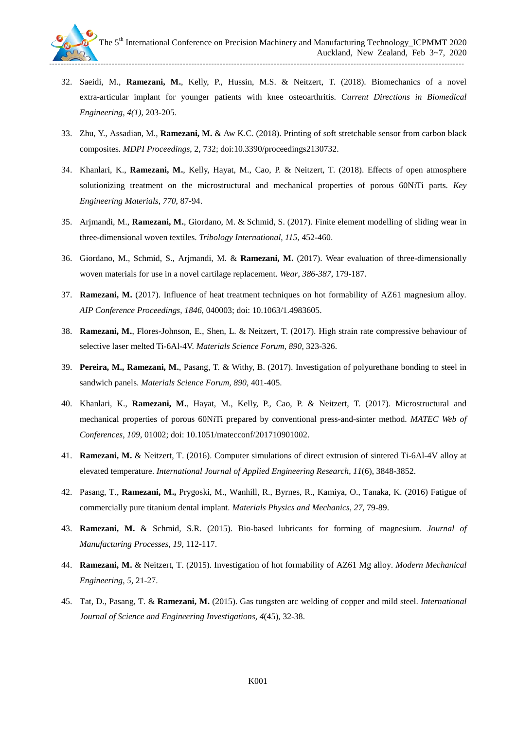32. Saeidi, M., **Ramezani, M.**, Kelly, P., Hussin, M.S. & Neitzert, T. (2018). Biomechanics of a novel extra-articular implant for younger patients with knee osteoarthritis. *Current Directions in Biomedical Engineering, 4(1)*, 203-205.

33. Zhu, Y., Assadian, M., **Ramezani, M.** & Aw K.C. (2018). Printing of soft stretchable sensor from carbon black composites. *MDPI Proceedings*, 2, 732; doi:10.3390/proceedings2130732.

34. Khanlari, K., **Ramezani, M.**, Kelly, Hayat, M., Cao, P. & Neitzert, T. (2018). Effects of open atmosphere solutionizing treatment on the microstructural and mechanical properties of porous 60NiTi parts. *Key Engineering Materials, 770*, 87-94.

35. Arjmandi, M., **Ramezani, M.**, Giordano, M. & Schmid, S. (2017). Finite element modelling of sliding wear in three-dimensional woven textiles. *Tribology International, 115*, 452-460.

36. Giordano, M., Schmid, S., Arjmandi, M. & **Ramezani, M.** (2017). Wear evaluation of three-dimensionally woven materials for use in a novel cartilage replacement. *Wear, 386-387*, 179-187.

37. **Ramezani, M.** (2017). Influence of heat treatment techniques on hot formability of AZ61 magnesium alloy. *AIP Conference Proceedings, 1846*, 040003; doi: 10.1063/1.4983605.

38. **Ramezani, M.**, Flores-Johnson, E., Shen, L. & Neitzert, T. (2017). High strain rate compressive behaviour of selective laser melted Ti-6Al-4V. *Materials Science Forum, 890,* 323-326.

39. **Pereira, M., Ramezani, M.**, Pasang, T. & Withy, B. (2017). Investigation of polyurethane bonding to steel in sandwich panels. *Materials Science Forum, 890*, 401-405.

40. Khanlari, K., **Ramezani, M.**, Hayat, M., Kelly, P., Cao, P. & Neitzert, T. (2017). Microstructural and mechanical properties of porous 60NiTi prepared by conventional press-and-sinter method. *MATEC Web of Conferences, 109*, 01002; doi: 10.1051/matecconf/201710901002.

41. **Ramezani, M.** & Neitzert, T. (2016). Computer simulations of direct extrusion of sintered Ti-6Al-4V alloy at elevated temperature. *International Journal of Applied Engineering Research, 11*(6), 3848-3852.

42. Pasang, T., **Ramezani, M.,** Prygoski, M., Wanhill, R., Byrnes, R., Kamiya, O., Tanaka, K. (2016) Fatigue of commercially pure titanium dental implant. *Materials Physics and Mechanics, 27,* 79-89.

43. **Ramezani, M.** & Schmid, S.R. (2015). Bio-based lubricants for forming of magnesium. *Journal of Manufacturing Processes, 19,* 112-117.

44. **Ramezani, M.** & Neitzert, T. (2015). Investigation of hot formability of AZ61 Mg alloy. *Modern Mechanical Engineering, 5,* 21-27.

45. Tat, D., Pasang, T. & **Ramezani, M.** (2015). Gas tungsten arc welding of copper and mild steel. *International Journal of Science and Engineering Investigations, 4*(45), 32-38.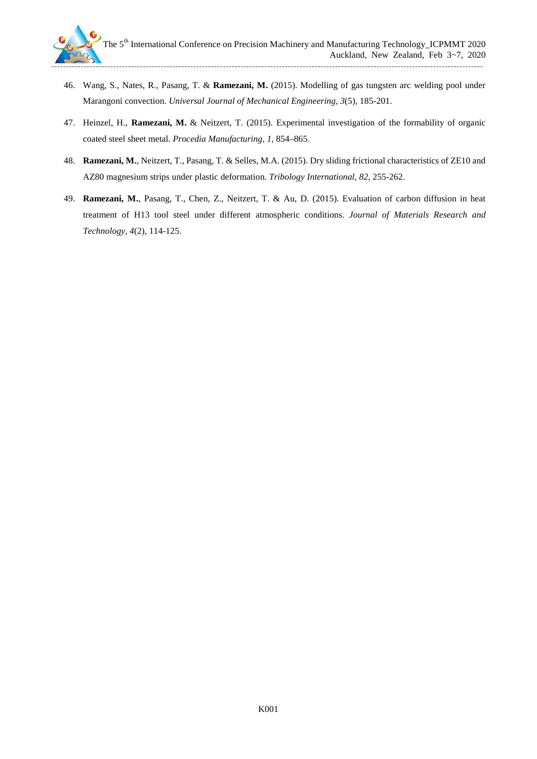46. Wang, S., Nates, R., Pasang, T. & **Ramezani, M.** (2015). Modelling of gas tungsten arc welding pool under Marangoni convection. *Universal Journal of Mechanical Engineering, 3*(5), 185-201.

47. Heinzel, H., **Ramezani, M.** & Neitzert, T. (2015). Experimental investigation of the formability of organic coated steel sheet metal. *Procedia Manufacturing, 1,* 854–865.

48. **Ramezani, M.**, Neitzert, T., Pasang, T. & Selles, M.A. (2015). Dry sliding frictional characteristics of ZE10 and AZ80 magnesium strips under plastic deformation. *Tribology International, 82*, 255-262.

49. **Ramezani, M.**, Pasang, T., Chen, Z., Neitzert, T. & Au, D. (2015). Evaluation of carbon diffusion in heat treatment of H13 tool steel under different atmospheric conditions. *Journal of Materials Research and Technology*, *4*(2), 114-125.